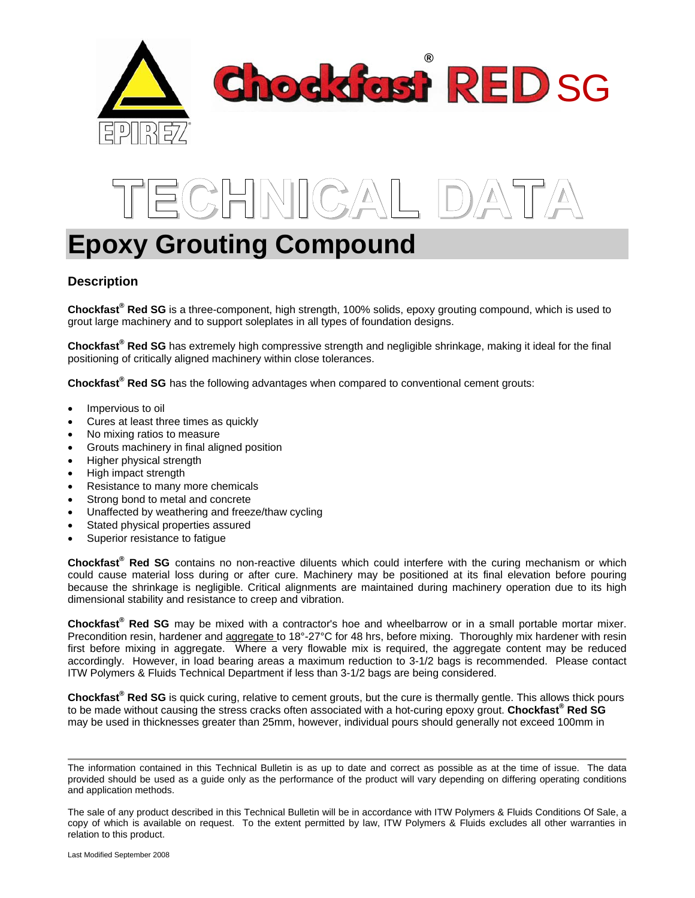# Chockfast® RED SG

# TECHNICAL DATA

# Epoxy Grouting Compound

## Description

**Chockfast® Red SG** is a three-component, high strength, 100% solids, epoxy grouting compound, which is used to grout large machinery and to support soleplates in all types of foundation designs.

**Chockfast® Red SG** has extremely high compressive strength and negligible shrinkage, making it ideal for the final positioning of critically aligned machinery within close tolerances.

**Chockfast® Red SG** has the following advantages when compared to conventional cement grouts:

- Impervious to oil
- Cures at least three times as quickly
- No mixing ratios to measure
- Grouts machinery in final aligned position
- Higher physical strength
- High impact strength
- Resistance to many more chemicals
- Strong bond to metal and concrete
- Unaffected by weathering and freeze/thaw cycling
- Stated physical properties assured
- Superior resistance to fatigue

**Chockfast® Red SG** contains no non-reactive diluents which could interfere with the curing mechanism or which could cause material loss during or after cure. Machinery may be positioned at its final elevation before pouring because the shrinkage is negligible. Critical alignments are maintained during machinery operation due to its high dimensional stability and resistance to creep and vibration.

**Chockfast® Red SG** may be mixed with a contractor's hoe and wheelbarrow or in a small portable mortar mixer. Precondition resin, hardener and aggregate to 18°-27°C for 48 hrs, before mixing. Thoroughly mix hardener with resin first before mixing in aggregate. Where a very flowable mix is required, the aggregate content may be reduced accordingly. However, in load bearing areas a maximum reduction to 3-1/2 bags is recommended. Please contact ITW Polymers & Fluids Technical Department if less than 3-1/2 bags are being considered.

**Chockfast® Red SG** is quick curing, relative to cement grouts, but the cure is thermally gentle. This allows thick pours to be made without causing the stress cracks often associated with a hot-curing epoxy grout. **Chockfast® Red SG** may be used in thicknesses greater than 25mm, however, individual pours should generally not exceed 100mm in

---

The information contained in this Technical Bulletin is as up to date and correct as possible as at the time of issue. The data provided should be used as a guide only as the performance of the product will vary depending on differing operating conditions and application methods.

The sale of any product described in this Technical Bulletin will be in accordance with ITW Polymers & Fluids Conditions Of Sale, a copy of which is available on request. To the extent permitted by law, ITW Polymers & Fluids excludes all other warranties in relation to this product.

Last Modified September 2008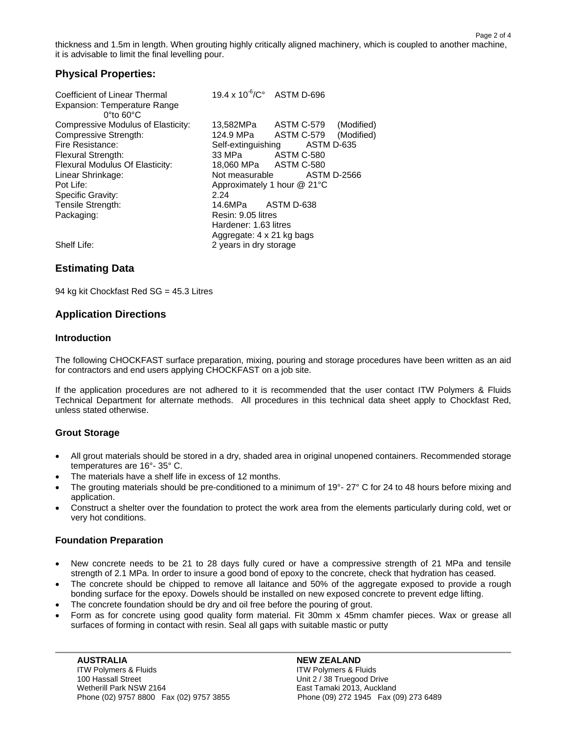thickness and 1.5m in length. When grouting highly critically aligned machinery, which is coupled to another machine, it is advisable to limit the final levelling pour.

## Physical Properties:

| Property | Value | Test Method | |
|---|---|---|---|
| Coefficient of Linear Thermal Expansion: Temperature Range 0°to 60°C | $19.4 \times 10^{-6}$/C° | ASTM D-696 | |
| Compressive Modulus of Elasticity: | 13,582MPa | ASTM C-579 | (Modified) |
| Compressive Strength: | 124.9 MPa | ASTM C-579 | (Modified) |
| Fire Resistance: | Self-extinguishing | ASTM D-635 | |
| Flexural Strength: | 33 MPa | ASTM C-580 | |
| Flexural Modulus Of Elasticity: | 18,060 MPa | ASTM C-580 | |
| Linear Shrinkage: | Not measurable | ASTM D-2566 | |
| Pot Life: | Approximately 1 hour @ 21°C | | |
| Specific Gravity: | 2.24 | | |
| Tensile Strength: | 14.6MPa | ASTM D-638 | |
| Packaging: | Resin: 9.05 litres<br>Hardener: 1.63 litres<br>Aggregate: 4 x 21 kg bags | | |
| Shelf Life: | 2 years in dry storage | | |

## Estimating Data

94 kg kit Chockfast Red SG = 45.3 Litres

## Application Directions

### Introduction

The following CHOCKFAST surface preparation, mixing, pouring and storage procedures have been written as an aid for contractors and end users applying CHOCKFAST on a job site.

If the application procedures are not adhered to it is recommended that the user contact ITW Polymers & Fluids Technical Department for alternate methods. All procedures in this technical data sheet apply to Chockfast Red, unless stated otherwise.

### Grout Storage

- All grout materials should be stored in a dry, shaded area in original unopened containers. Recommended storage temperatures are 16°- 35° C.
- The materials have a shelf life in excess of 12 months.
- The grouting materials should be pre-conditioned to a minimum of 19°- 27° C for 24 to 48 hours before mixing and application.
- Construct a shelter over the foundation to protect the work area from the elements particularly during cold, wet or very hot conditions.

### Foundation Preparation

- New concrete needs to be 21 to 28 days fully cured or have a compressive strength of 21 MPa and tensile strength of 2.1 MPa. In order to insure a good bond of epoxy to the concrete, check that hydration has ceased.
- The concrete should be chipped to remove all laitance and 50% of the aggregate exposed to provide a rough bonding surface for the epoxy. Dowels should be installed on new exposed concrete to prevent edge lifting.
- The concrete foundation should be dry and oil free before the pouring of grout.
- Form as for concrete using good quality form material. Fit 30mm x 45mm chamfer pieces. Wax or grease all surfaces of forming in contact with resin. Seal all gaps with suitable mastic or putty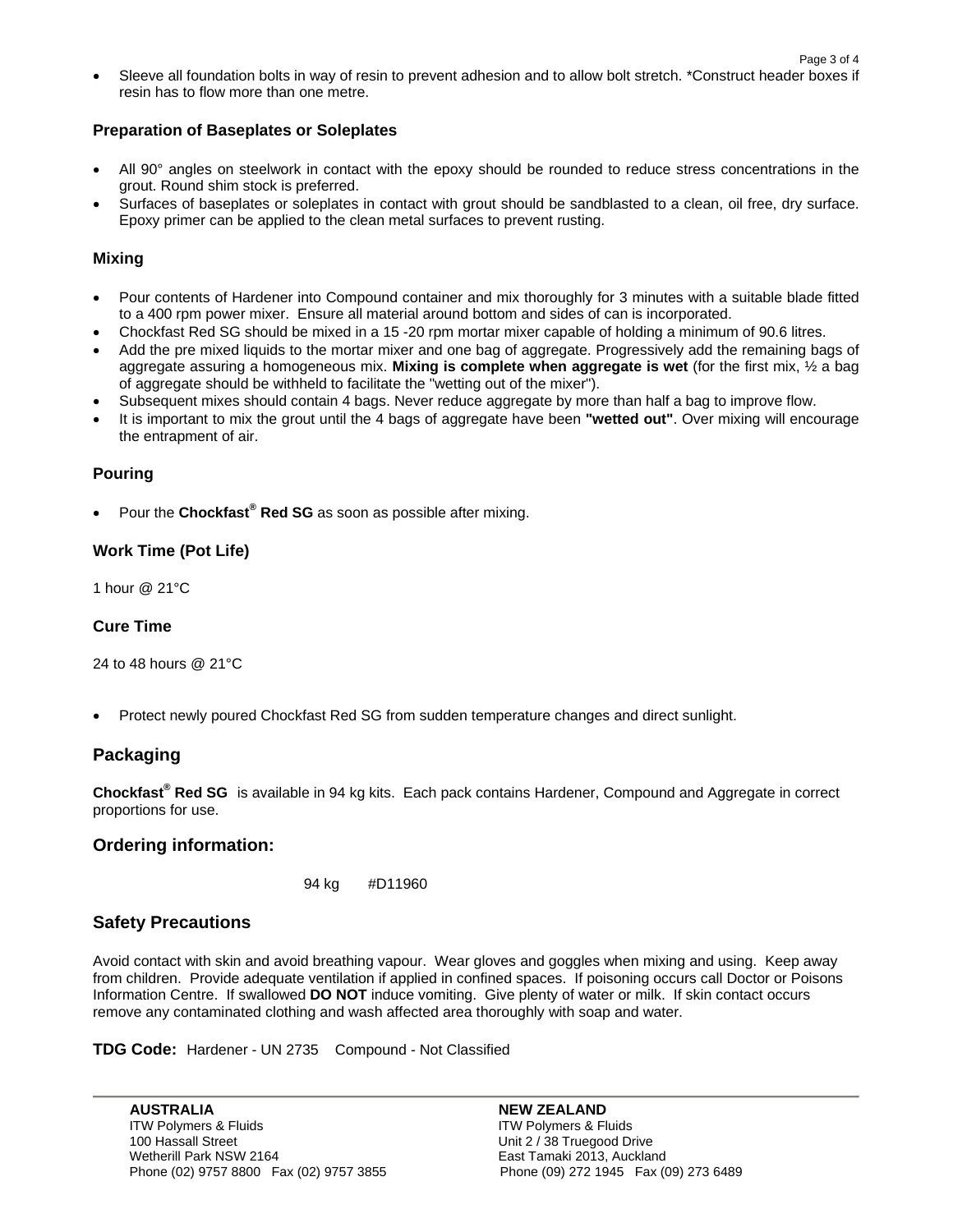- Sleeve all foundation bolts in way of resin to prevent adhesion and to allow bolt stretch. *Construct header boxes if resin has to flow more than one metre.

### Preparation of Baseplates or Soleplates

- All 90° angles on steelwork in contact with the epoxy should be rounded to reduce stress concentrations in the grout. Round shim stock is preferred.
- Surfaces of baseplates or soleplates in contact with grout should be sandblasted to a clean, oil free, dry surface. Epoxy primer can be applied to the clean metal surfaces to prevent rusting.

### Mixing

- Pour contents of Hardener into Compound container and mix thoroughly for 3 minutes with a suitable blade fitted to a 400 rpm power mixer. Ensure all material around bottom and sides of can is incorporated.
- Chockfast Red SG should be mixed in a 15 -20 rpm mortar mixer capable of holding a minimum of 90.6 litres.
- Add the pre mixed liquids to the mortar mixer and one bag of aggregate. Progressively add the remaining bags of aggregate assuring a homogeneous mix. **Mixing is complete when aggregate is wet** (for the first mix, ½ a bag of aggregate should be withheld to facilitate the "wetting out of the mixer").
- Subsequent mixes should contain 4 bags. Never reduce aggregate by more than half a bag to improve flow.
- It is important to mix the grout until the 4 bags of aggregate have been **"wetted out"**. Over mixing will encourage the entrapment of air.

### Pouring

- Pour the **Chockfast® Red SG** as soon as possible after mixing.

### Work Time (Pot Life)

1 hour @ 21°C

### Cure Time

24 to 48 hours @ 21°C

- Protect newly poured Chockfast Red SG from sudden temperature changes and direct sunlight.

## Packaging

**Chockfast® Red SG** is available in 94 kg kits. Each pack contains Hardener, Compound and Aggregate in correct proportions for use.

## Ordering information:

94 kg #D11960

## Safety Precautions

Avoid contact with skin and avoid breathing vapour. Wear gloves and goggles when mixing and using. Keep away from children. Provide adequate ventilation if applied in confined spaces. If poisoning occurs call Doctor or Poisons Information Centre. If swallowed **DO NOT** induce vomiting. Give plenty of water or milk. If skin contact occurs remove any contaminated clothing and wash affected area thoroughly with soap and water.

**TDG Code:** Hardener - UN 2735 Compound - Not Classified

**AUSTRALIA**
ITW Polymers & Fluids
100 Hassall Street
Wetherill Park NSW 2164
Phone (02) 9757 8800 Fax (02) 9757 3855

**NEW ZEALAND**
ITW Polymers & Fluids
Unit 2 / 38 Truegood Drive
East Tamaki 2013, Auckland
Phone (09) 272 1945 Fax (09) 273 6489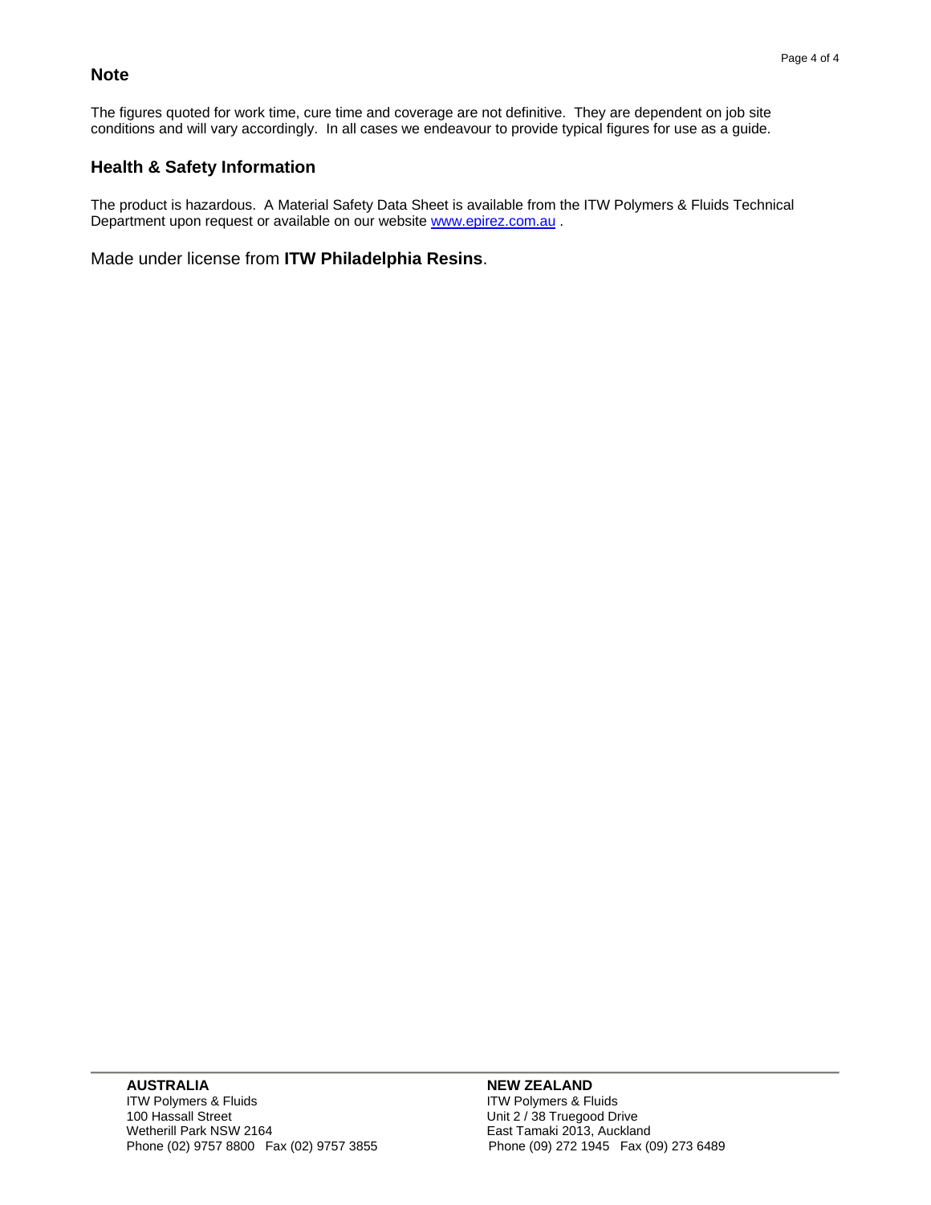## Note

The figures quoted for work time, cure time and coverage are not definitive. They are dependent on job site conditions and will vary accordingly. In all cases we endeavour to provide typical figures for use as a guide.

## Health & Safety Information

The product is hazardous. A Material Safety Data Sheet is available from the ITW Polymers & Fluids Technical Department upon request or available on our website www.epirez.com.au .

Made under license from **ITW Philadelphia Resins**.

**AUSTRALIA**
ITW Polymers & Fluids
100 Hassall Street
Wetherill Park NSW 2164
Phone (02) 9757 8800 Fax (02) 9757 3855

**NEW ZEALAND**
ITW Polymers & Fluids
Unit 2 / 38 Truegood Drive
East Tamaki 2013, Auckland
Phone (09) 272 1945 Fax (09) 273 6489